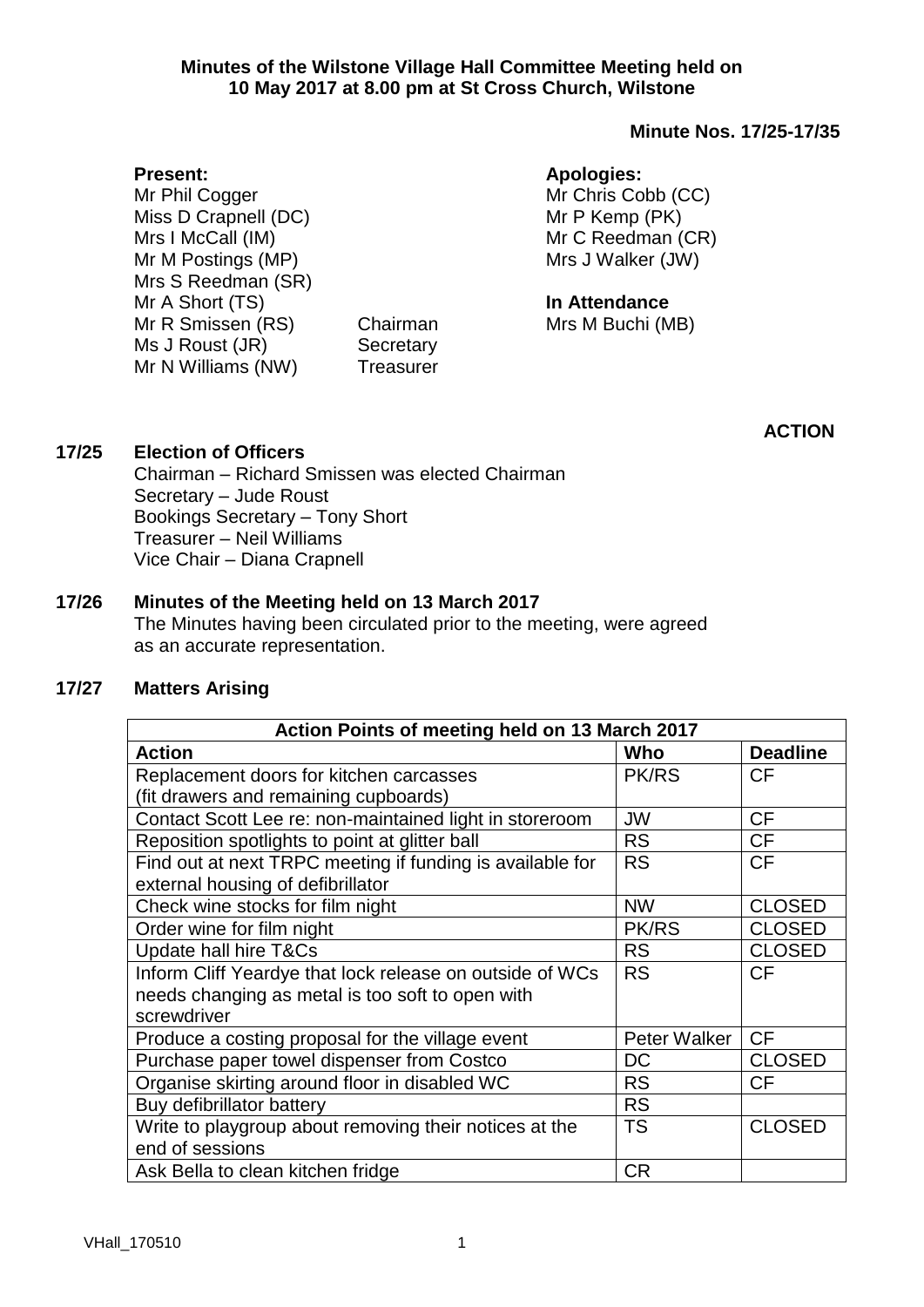# Minutes of the Wilstone Village Hall Committee Meeting held on 10 May 2017 at 8.00 pm at St Cross Church, Wilstone

**Minute Nos. 17/25-17/35**

**Present:**

Mr Phil Cogger
Miss D Crapnell (DC)
Mrs I McCall (IM)
Mr M Postings (MP)
Mrs S Reedman (SR)
Mr A Short (TS)
Mr R Smissen (RS) Chairman
Ms J Roust (JR) Secretary
Mr N Williams (NW) Treasurer

**Apologies:**

Mr Chris Cobb (CC)
Mr P Kemp (PK)
Mr C Reedman (CR)
Mrs J Walker (JW)

**In Attendance**

Mrs M Buchi (MB)

**ACTION**

## 17/25 Election of Officers

Chairman – Richard Smissen was elected Chairman
Secretary – Jude Roust
Bookings Secretary – Tony Short
Treasurer – Neil Williams
Vice Chair – Diana Crapnell

## 17/26 Minutes of the Meeting held on 13 March 2017

The Minutes having been circulated prior to the meeting, were agreed as an accurate representation.

## 17/27 Matters Arising

| Action Points of meeting held on 13 March 2017 | | |
|---|---|---|
| **Action** | **Who** | **Deadline** |
| Replacement doors for kitchen carcasses (fit drawers and remaining cupboards) | PK/RS | CF |
| Contact Scott Lee re: non-maintained light in storeroom | JW | CF |
| Reposition spotlights to point at glitter ball | RS | CF |
| Find out at next TRPC meeting if funding is available for external housing of defibrillator | RS | CF |
| Check wine stocks for film night | NW | CLOSED |
| Order wine for film night | PK/RS | CLOSED |
| Update hall hire T&Cs | RS | CLOSED |
| Inform Cliff Yeardye that lock release on outside of WCs needs changing as metal is too soft to open with screwdriver | RS | CF |
| Produce a costing proposal for the village event | Peter Walker | CF |
| Purchase paper towel dispenser from Costco | DC | CLOSED |
| Organise skirting around floor in disabled WC | RS | CF |
| Buy defibrillator battery | RS | |
| Write to playgroup about removing their notices at the end of sessions | TS | CLOSED |
| Ask Bella to clean kitchen fridge | CR | |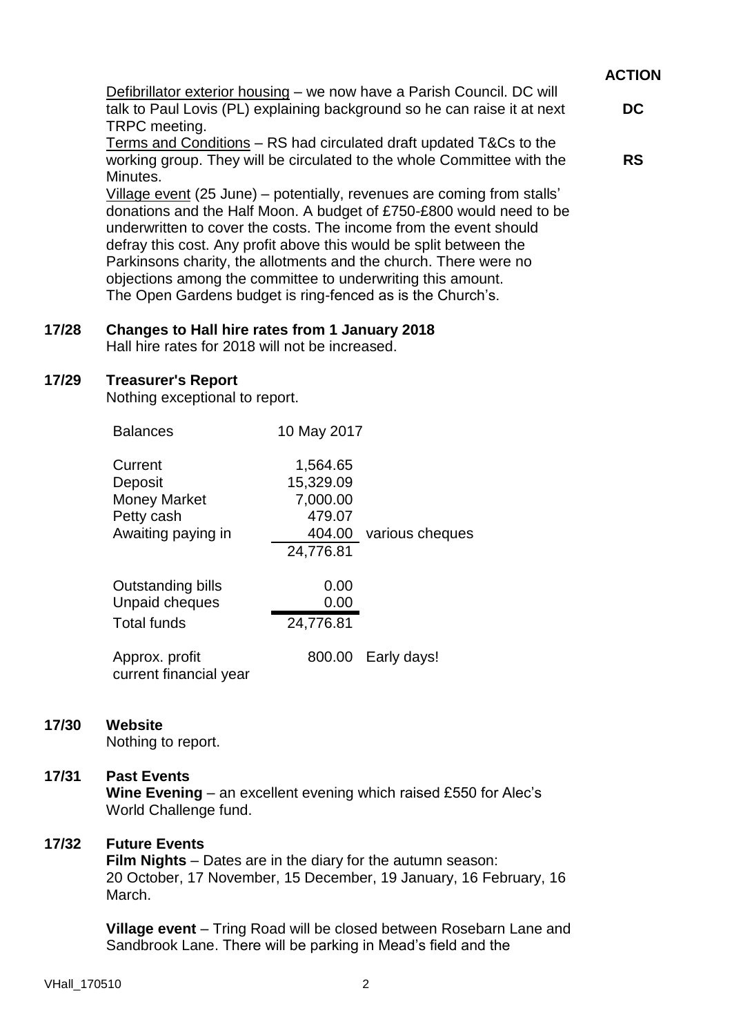**ACTION**

Defibrillator exterior housing – we now have a Parish Council. DC will talk to Paul Lovis (PL) explaining background so he can raise it at next TRPC meeting. **DC**

Terms and Conditions – RS had circulated draft updated T&Cs to the working group. They will be circulated to the whole Committee with the Minutes. **RS**

Village event (25 June) – potentially, revenues are coming from stalls' donations and the Half Moon. A budget of £750-£800 would need to be underwritten to cover the costs. The income from the event should defray this cost. Any profit above this would be split between the Parkinsons charity, the allotments and the church. There were no objections among the committee to underwriting this amount.
The Open Gardens budget is ring-fenced as is the Church's.

## 17/28 Changes to Hall hire rates from 1 January 2018

Hall hire rates for 2018 will not be increased.

## 17/29 Treasurer's Report

Nothing exceptional to report.

| Balances | 10 May 2017 | |
|---|---|---|
| Current | 1,564.65 | |
| Deposit | 15,329.09 | |
| Money Market | 7,000.00 | |
| Petty cash | 479.07 | |
| Awaiting paying in | 404.00 | various cheques |
| | 24,776.81 | |
| Outstanding bills | 0.00 | |
| Unpaid cheques | 0.00 | |
| Total funds | 24,776.81 | |
| Approx. profit current financial year | 800.00 | Early days! |

## 17/30 Website

Nothing to report.

## 17/31 Past Events

**Wine Evening** – an excellent evening which raised £550 for Alec's World Challenge fund.

## 17/32 Future Events

**Film Nights** – Dates are in the diary for the autumn season:
20 October, 17 November, 15 December, 19 January, 16 February, 16 March.

**Village event** – Tring Road will be closed between Rosebarn Lane and Sandbrook Lane. There will be parking in Mead's field and the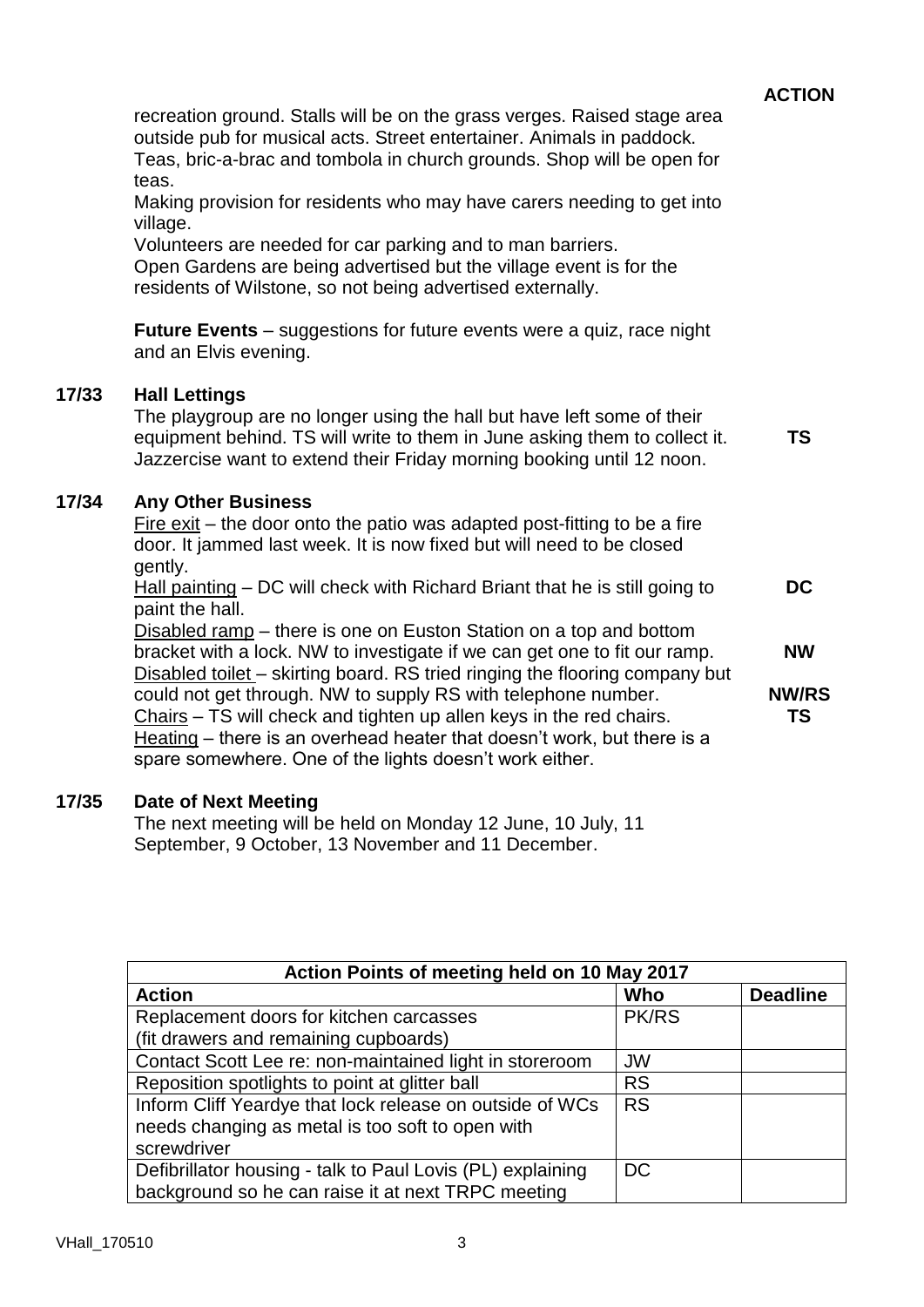**ACTION**

recreation ground. Stalls will be on the grass verges. Raised stage area outside pub for musical acts. Street entertainer. Animals in paddock. Teas, bric-a-brac and tombola in church grounds. Shop will be open for teas.
Making provision for residents who may have carers needing to get into village.
Volunteers are needed for car parking and to man barriers.
Open Gardens are being advertised but the village event is for the residents of Wilstone, so not being advertised externally.

**Future Events** – suggestions for future events were a quiz, race night and an Elvis evening.

## 17/33 Hall Lettings

The playgroup are no longer using the hall but have left some of their equipment behind. TS will write to them in June asking them to collect it. **TS**
Jazzercise want to extend their Friday morning booking until 12 noon.

## 17/34 Any Other Business

Fire exit – the door onto the patio was adapted post-fitting to be a fire door. It jammed last week. It is now fixed but will need to be closed gently.
Hall painting – DC will check with Richard Briant that he is still going to paint the hall. **DC**
Disabled ramp – there is one on Euston Station on a top and bottom bracket with a lock. NW to investigate if we can get one to fit our ramp. **NW**
Disabled toilet – skirting board. RS tried ringing the flooring company but could not get through. NW to supply RS with telephone number. **NW/RS**
Chairs – TS will check and tighten up allen keys in the red chairs. **TS**
Heating – there is an overhead heater that doesn't work, but there is a spare somewhere. One of the lights doesn't work either.

## 17/35 Date of Next Meeting

The next meeting will be held on Monday 12 June, 10 July, 11 September, 9 October, 13 November and 11 December.

| Action Points of meeting held on 10 May 2017 | | |
|---|---|---|
| **Action** | **Who** | **Deadline** |
| Replacement doors for kitchen carcasses (fit drawers and remaining cupboards) | PK/RS | |
| Contact Scott Lee re: non-maintained light in storeroom | JW | |
| Reposition spotlights to point at glitter ball | RS | |
| Inform Cliff Yeardye that lock release on outside of WCs needs changing as metal is too soft to open with screwdriver | RS | |
| Defibrillator housing - talk to Paul Lovis (PL) explaining background so he can raise it at next TRPC meeting | DC | |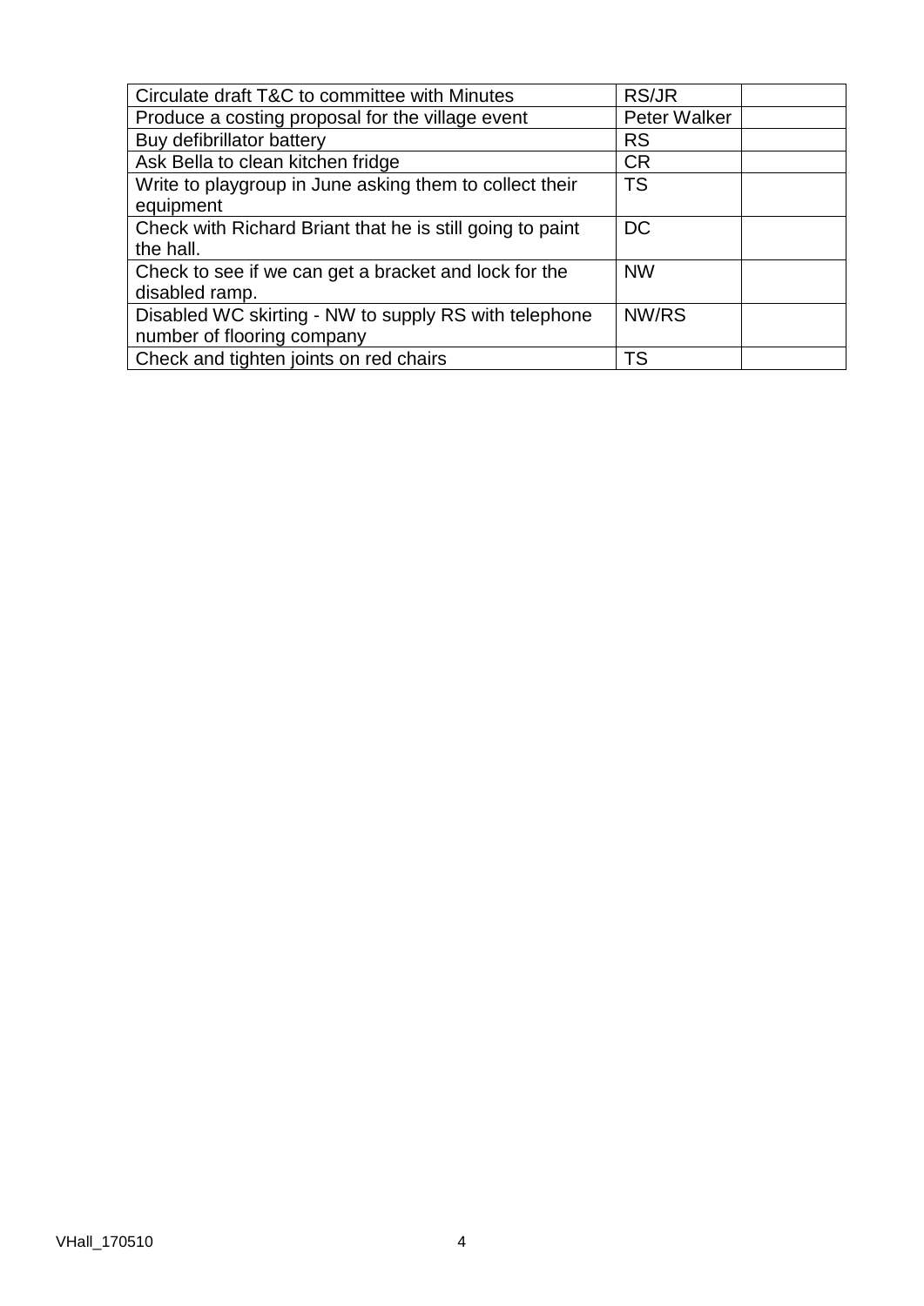| | | |
|---|---|---|
| Circulate draft T&C to committee with Minutes | RS/JR | |
| Produce a costing proposal for the village event | Peter Walker | |
| Buy defibrillator battery | RS | |
| Ask Bella to clean kitchen fridge | CR | |
| Write to playgroup in June asking them to collect their equipment | TS | |
| Check with Richard Briant that he is still going to paint the hall. | DC | |
| Check to see if we can get a bracket and lock for the disabled ramp. | NW | |
| Disabled WC skirting - NW to supply RS with telephone number of flooring company | NW/RS | |
| Check and tighten joints on red chairs | TS | |

VHall_170510